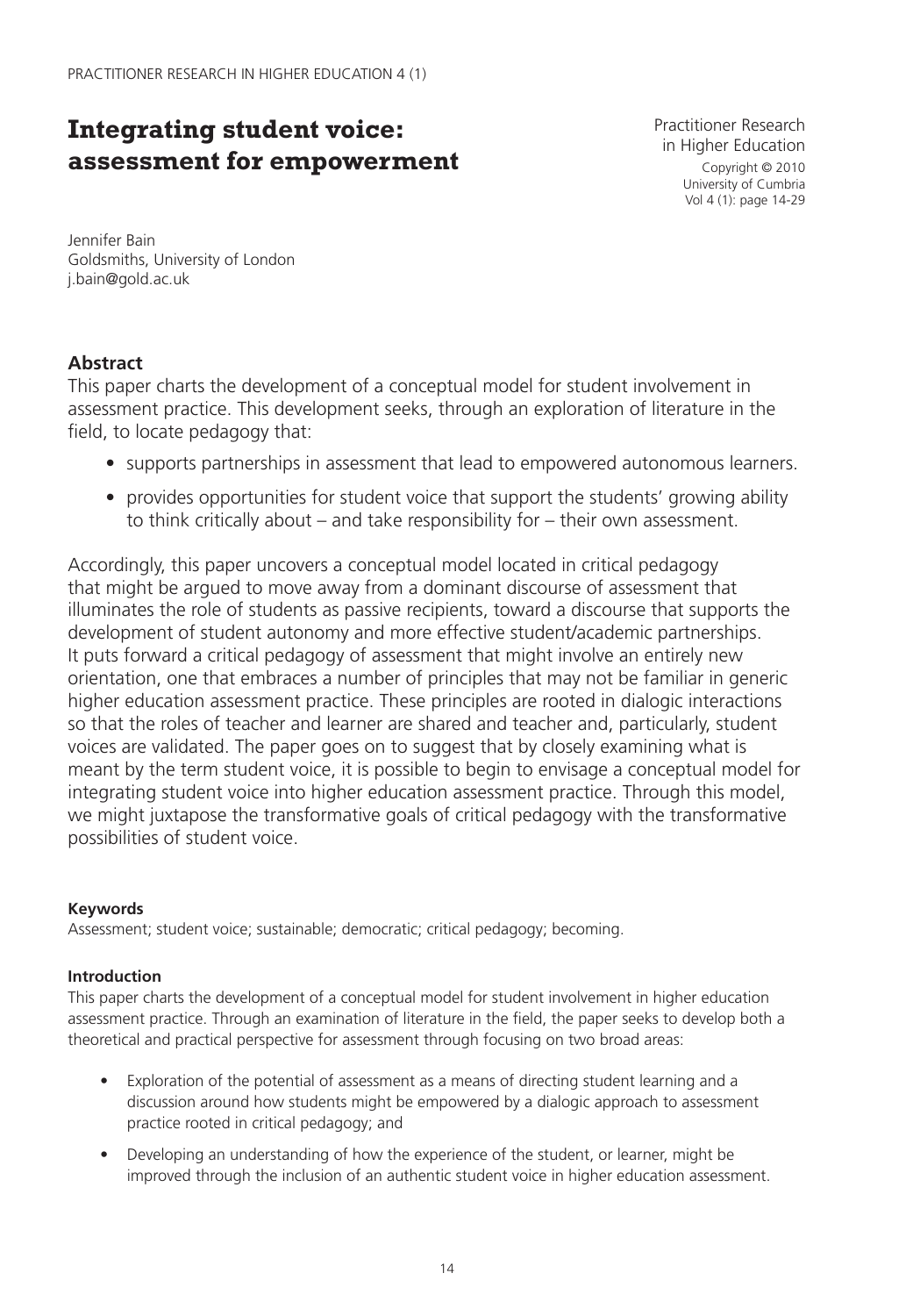# Integrating student voice: assessment for empowerment

Practitioner Research in Higher Education
Copyright © 2010
University of Cumbria
Vol 4 (1): page 14-29

Jennifer Bain
Goldsmiths, University of London
j.bain@gold.ac.uk

## Abstract

This paper charts the development of a conceptual model for student involvement in assessment practice. This development seeks, through an exploration of literature in the field, to locate pedagogy that:

- supports partnerships in assessment that lead to empowered autonomous learners.
- provides opportunities for student voice that support the students' growing ability to think critically about – and take responsibility for – their own assessment.

Accordingly, this paper uncovers a conceptual model located in critical pedagogy that might be argued to move away from a dominant discourse of assessment that illuminates the role of students as passive recipients, toward a discourse that supports the development of student autonomy and more effective student/academic partnerships. It puts forward a critical pedagogy of assessment that might involve an entirely new orientation, one that embraces a number of principles that may not be familiar in generic higher education assessment practice. These principles are rooted in dialogic interactions so that the roles of teacher and learner are shared and teacher and, particularly, student voices are validated. The paper goes on to suggest that by closely examining what is meant by the term student voice, it is possible to begin to envisage a conceptual model for integrating student voice into higher education assessment practice. Through this model, we might juxtapose the transformative goals of critical pedagogy with the transformative possibilities of student voice.

#### Keywords

Assessment; student voice; sustainable; democratic; critical pedagogy; becoming.

#### Introduction

This paper charts the development of a conceptual model for student involvement in higher education assessment practice. Through an examination of literature in the field, the paper seeks to develop both a theoretical and practical perspective for assessment through focusing on two broad areas:

- Exploration of the potential of assessment as a means of directing student learning and a discussion around how students might be empowered by a dialogic approach to assessment practice rooted in critical pedagogy; and
- Developing an understanding of how the experience of the student, or learner, might be improved through the inclusion of an authentic student voice in higher education assessment.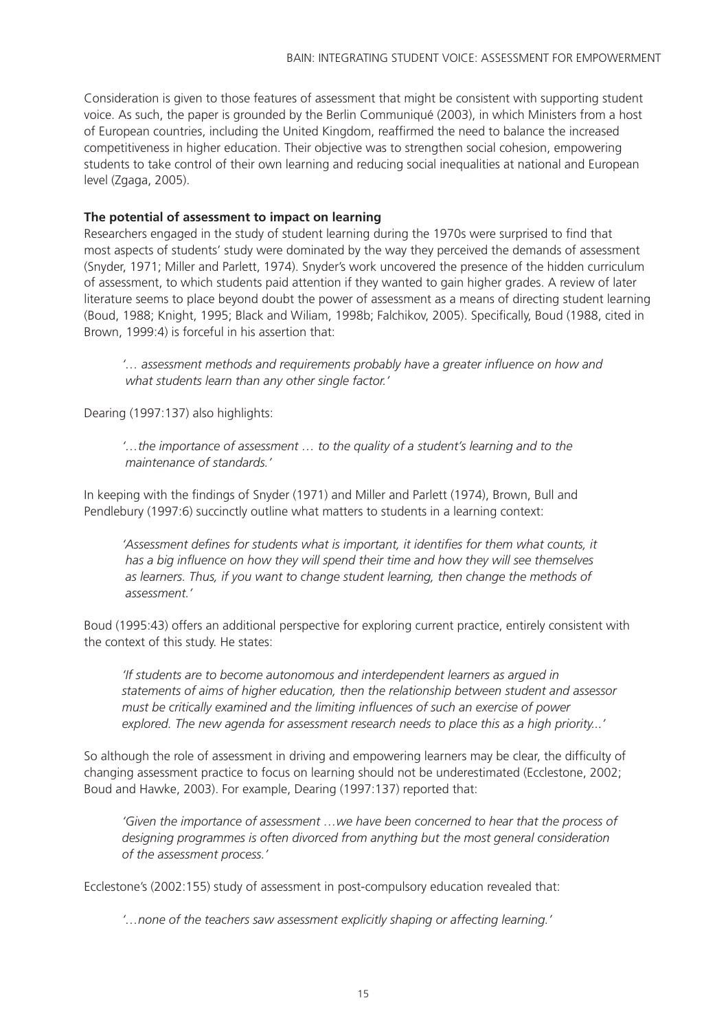Consideration is given to those features of assessment that might be consistent with supporting student voice. As such, the paper is grounded by the Berlin Communiqué (2003), in which Ministers from a host of European countries, including the United Kingdom, reaffirmed the need to balance the increased competitiveness in higher education. Their objective was to strengthen social cohesion, empowering students to take control of their own learning and reducing social inequalities at national and European level (Zgaga, 2005).

**The potential of assessment to impact on learning**

Researchers engaged in the study of student learning during the 1970s were surprised to find that most aspects of students' study were dominated by the way they perceived the demands of assessment (Snyder, 1971; Miller and Parlett, 1974). Snyder's work uncovered the presence of the hidden curriculum of assessment, to which students paid attention if they wanted to gain higher grades. A review of later literature seems to place beyond doubt the power of assessment as a means of directing student learning (Boud, 1988; Knight, 1995; Black and Wiliam, 1998b; Falchikov, 2005). Specifically, Boud (1988, cited in Brown, 1999:4) is forceful in his assertion that:

> *'… assessment methods and requirements probably have a greater influence on how and what students learn than any other single factor.'*

Dearing (1997:137) also highlights:

> *'…the importance of assessment … to the quality of a student's learning and to the maintenance of standards.'*

In keeping with the findings of Snyder (1971) and Miller and Parlett (1974), Brown, Bull and Pendlebury (1997:6) succinctly outline what matters to students in a learning context:

> *'Assessment defines for students what is important, it identifies for them what counts, it has a big influence on how they will spend their time and how they will see themselves as learners. Thus, if you want to change student learning, then change the methods of assessment.'*

Boud (1995:43) offers an additional perspective for exploring current practice, entirely consistent with the context of this study. He states:

> *'If students are to become autonomous and interdependent learners as argued in statements of aims of higher education, then the relationship between student and assessor must be critically examined and the limiting influences of such an exercise of power explored. The new agenda for assessment research needs to place this as a high priority...'*

So although the role of assessment in driving and empowering learners may be clear, the difficulty of changing assessment practice to focus on learning should not be underestimated (Ecclestone, 2002; Boud and Hawke, 2003). For example, Dearing (1997:137) reported that:

> *'Given the importance of assessment …we have been concerned to hear that the process of designing programmes is often divorced from anything but the most general consideration of the assessment process.'*

Ecclestone's (2002:155) study of assessment in post-compulsory education revealed that:

> *'…none of the teachers saw assessment explicitly shaping or affecting learning.'*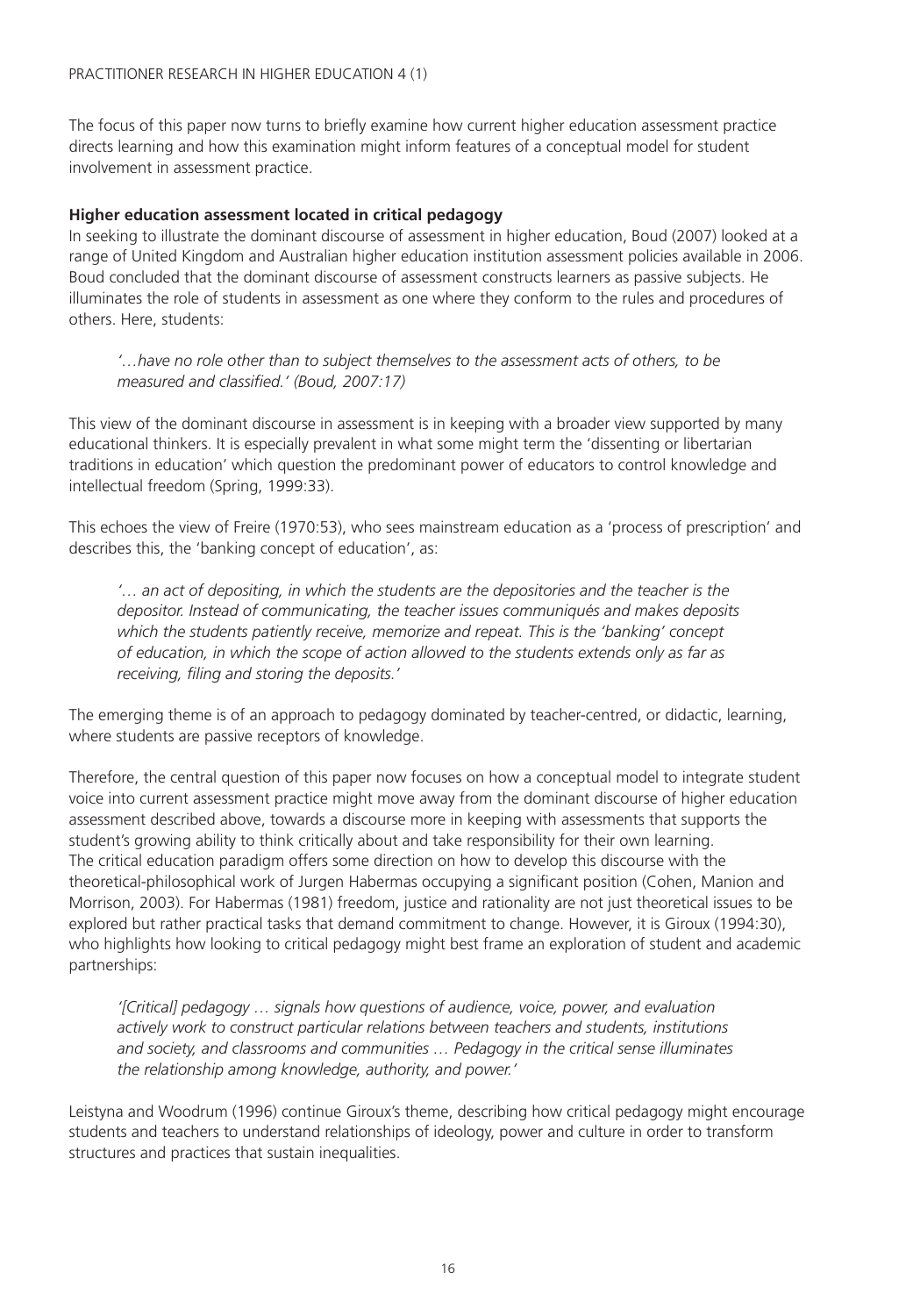The focus of this paper now turns to briefly examine how current higher education assessment practice directs learning and how this examination might inform features of a conceptual model for student involvement in assessment practice.

**Higher education assessment located in critical pedagogy**

In seeking to illustrate the dominant discourse of assessment in higher education, Boud (2007) looked at a range of United Kingdom and Australian higher education institution assessment policies available in 2006. Boud concluded that the dominant discourse of assessment constructs learners as passive subjects. He illuminates the role of students in assessment as one where they conform to the rules and procedures of others. Here, students:

> *'…have no role other than to subject themselves to the assessment acts of others, to be measured and classified.' (Boud, 2007:17)*

This view of the dominant discourse in assessment is in keeping with a broader view supported by many educational thinkers. It is especially prevalent in what some might term the 'dissenting or libertarian traditions in education' which question the predominant power of educators to control knowledge and intellectual freedom (Spring, 1999:33).

This echoes the view of Freire (1970:53), who sees mainstream education as a 'process of prescription' and describes this, the 'banking concept of education', as:

> *'… an act of depositing, in which the students are the depositories and the teacher is the depositor. Instead of communicating, the teacher issues communiqués and makes deposits which the students patiently receive, memorize and repeat. This is the 'banking' concept of education, in which the scope of action allowed to the students extends only as far as receiving, filing and storing the deposits.'*

The emerging theme is of an approach to pedagogy dominated by teacher-centred, or didactic, learning, where students are passive receptors of knowledge.

Therefore, the central question of this paper now focuses on how a conceptual model to integrate student voice into current assessment practice might move away from the dominant discourse of higher education assessment described above, towards a discourse more in keeping with assessments that supports the student's growing ability to think critically about and take responsibility for their own learning. The critical education paradigm offers some direction on how to develop this discourse with the theoretical-philosophical work of Jurgen Habermas occupying a significant position (Cohen, Manion and Morrison, 2003). For Habermas (1981) freedom, justice and rationality are not just theoretical issues to be explored but rather practical tasks that demand commitment to change. However, it is Giroux (1994:30), who highlights how looking to critical pedagogy might best frame an exploration of student and academic partnerships:

> *'[Critical] pedagogy … signals how questions of audience, voice, power, and evaluation actively work to construct particular relations between teachers and students, institutions and society, and classrooms and communities … Pedagogy in the critical sense illuminates the relationship among knowledge, authority, and power.'*

Leistyna and Woodrum (1996) continue Giroux's theme, describing how critical pedagogy might encourage students and teachers to understand relationships of ideology, power and culture in order to transform structures and practices that sustain inequalities.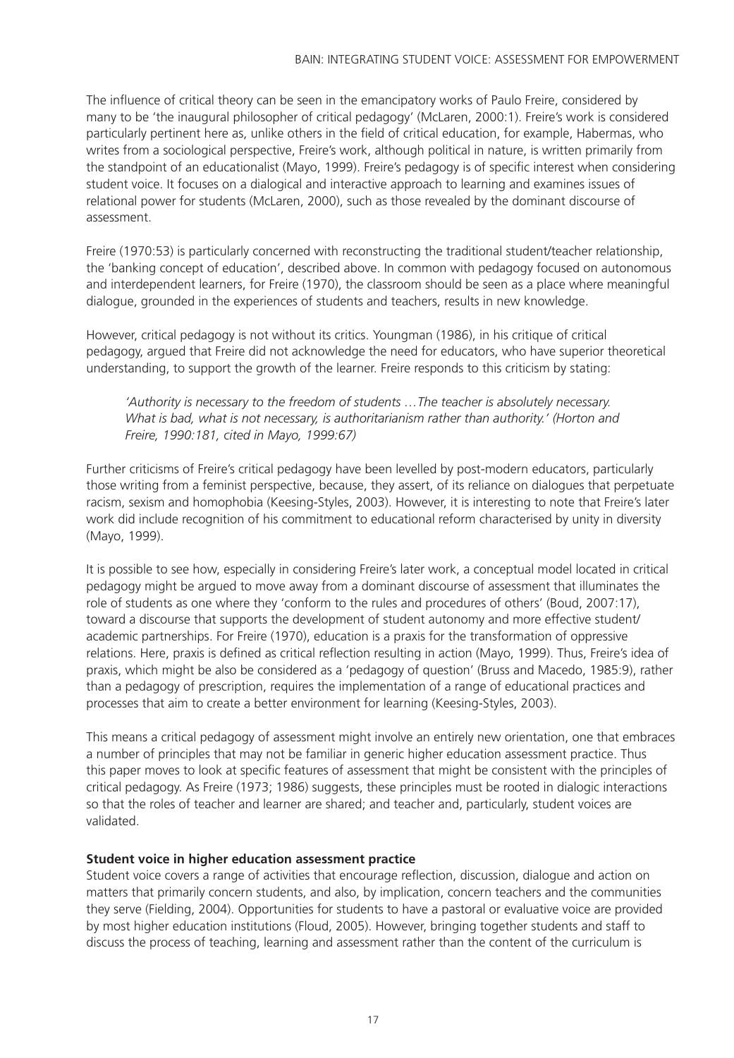The influence of critical theory can be seen in the emancipatory works of Paulo Freire, considered by many to be 'the inaugural philosopher of critical pedagogy' (McLaren, 2000:1). Freire's work is considered particularly pertinent here as, unlike others in the field of critical education, for example, Habermas, who writes from a sociological perspective, Freire's work, although political in nature, is written primarily from the standpoint of an educationalist (Mayo, 1999). Freire's pedagogy is of specific interest when considering student voice. It focuses on a dialogical and interactive approach to learning and examines issues of relational power for students (McLaren, 2000), such as those revealed by the dominant discourse of assessment.

Freire (1970:53) is particularly concerned with reconstructing the traditional student/teacher relationship, the 'banking concept of education', described above. In common with pedagogy focused on autonomous and interdependent learners, for Freire (1970), the classroom should be seen as a place where meaningful dialogue, grounded in the experiences of students and teachers, results in new knowledge.

However, critical pedagogy is not without its critics. Youngman (1986), in his critique of critical pedagogy, argued that Freire did not acknowledge the need for educators, who have superior theoretical understanding, to support the growth of the learner. Freire responds to this criticism by stating:

> *'Authority is necessary to the freedom of students …The teacher is absolutely necessary. What is bad, what is not necessary, is authoritarianism rather than authority.' (Horton and Freire, 1990:181, cited in Mayo, 1999:67)*

Further criticisms of Freire's critical pedagogy have been levelled by post-modern educators, particularly those writing from a feminist perspective, because, they assert, of its reliance on dialogues that perpetuate racism, sexism and homophobia (Keesing-Styles, 2003). However, it is interesting to note that Freire's later work did include recognition of his commitment to educational reform characterised by unity in diversity (Mayo, 1999).

It is possible to see how, especially in considering Freire's later work, a conceptual model located in critical pedagogy might be argued to move away from a dominant discourse of assessment that illuminates the role of students as one where they 'conform to the rules and procedures of others' (Boud, 2007:17), toward a discourse that supports the development of student autonomy and more effective student/academic partnerships. For Freire (1970), education is a praxis for the transformation of oppressive relations. Here, praxis is defined as critical reflection resulting in action (Mayo, 1999). Thus, Freire's idea of praxis, which might be also be considered as a 'pedagogy of question' (Bruss and Macedo, 1985:9), rather than a pedagogy of prescription, requires the implementation of a range of educational practices and processes that aim to create a better environment for learning (Keesing-Styles, 2003).

This means a critical pedagogy of assessment might involve an entirely new orientation, one that embraces a number of principles that may not be familiar in generic higher education assessment practice. Thus this paper moves to look at specific features of assessment that might be consistent with the principles of critical pedagogy. As Freire (1973; 1986) suggests, these principles must be rooted in dialogic interactions so that the roles of teacher and learner are shared; and teacher and, particularly, student voices are validated.

**Student voice in higher education assessment practice**

Student voice covers a range of activities that encourage reflection, discussion, dialogue and action on matters that primarily concern students, and also, by implication, concern teachers and the communities they serve (Fielding, 2004). Opportunities for students to have a pastoral or evaluative voice are provided by most higher education institutions (Floud, 2005). However, bringing together students and staff to discuss the process of teaching, learning and assessment rather than the content of the curriculum is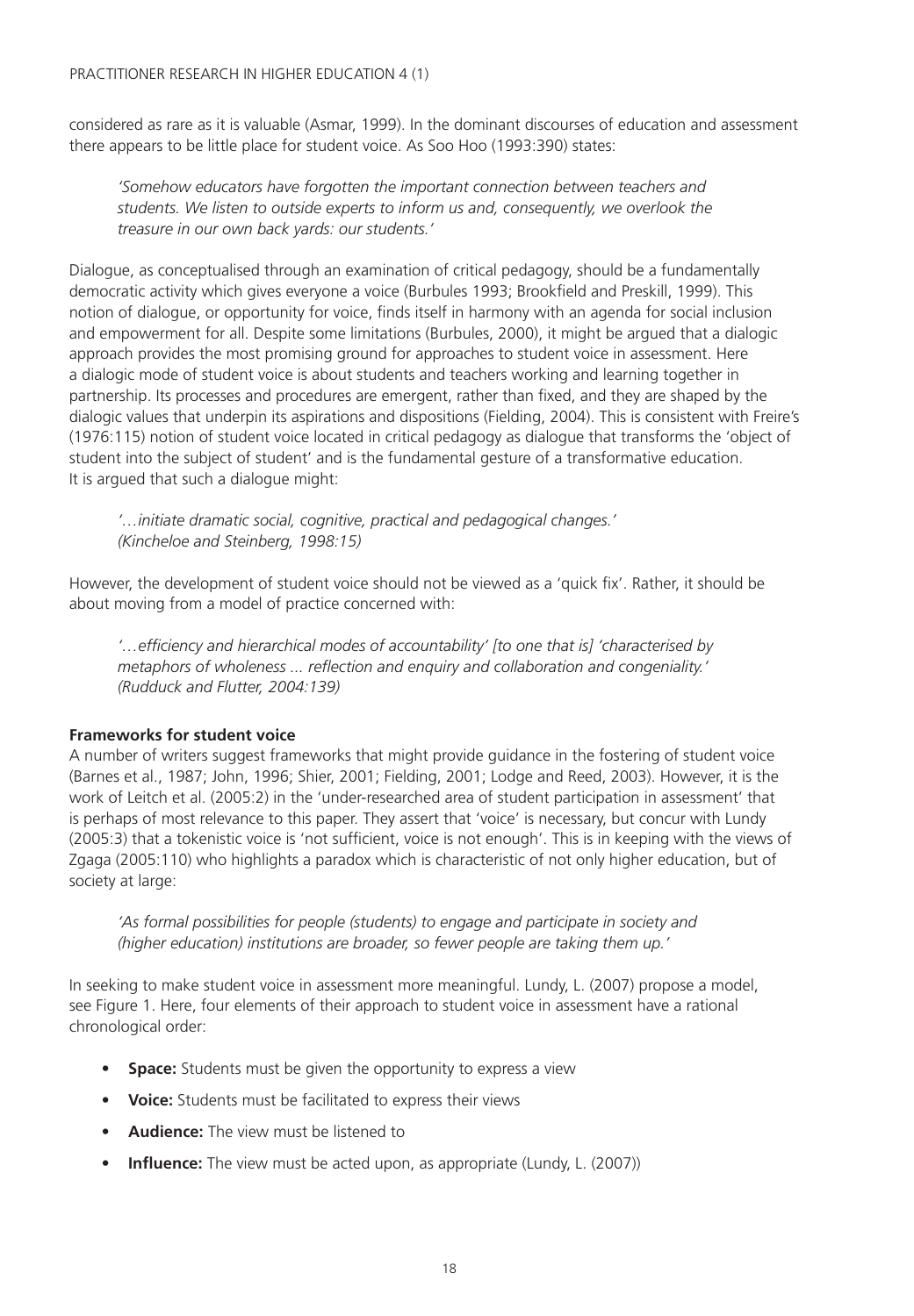considered as rare as it is valuable (Asmar, 1999). In the dominant discourses of education and assessment there appears to be little place for student voice. As Soo Hoo (1993:390) states:

> *'Somehow educators have forgotten the important connection between teachers and students. We listen to outside experts to inform us and, consequently, we overlook the treasure in our own back yards: our students.'*

Dialogue, as conceptualised through an examination of critical pedagogy, should be a fundamentally democratic activity which gives everyone a voice (Burbules 1993; Brookfield and Preskill, 1999). This notion of dialogue, or opportunity for voice, finds itself in harmony with an agenda for social inclusion and empowerment for all. Despite some limitations (Burbules, 2000), it might be argued that a dialogic approach provides the most promising ground for approaches to student voice in assessment. Here a dialogic mode of student voice is about students and teachers working and learning together in partnership. Its processes and procedures are emergent, rather than fixed, and they are shaped by the dialogic values that underpin its aspirations and dispositions (Fielding, 2004). This is consistent with Freire's (1976:115) notion of student voice located in critical pedagogy as dialogue that transforms the 'object of student into the subject of student' and is the fundamental gesture of a transformative education. It is argued that such a dialogue might:

> *'…initiate dramatic social, cognitive, practical and pedagogical changes.'*
> *(Kincheloe and Steinberg, 1998:15)*

However, the development of student voice should not be viewed as a 'quick fix'. Rather, it should be about moving from a model of practice concerned with:

> *'…efficiency and hierarchical modes of accountability' [to one that is] 'characterised by metaphors of wholeness ... reflection and enquiry and collaboration and congeniality.'*
> *(Rudduck and Flutter, 2004:139)*

**Frameworks for student voice**

A number of writers suggest frameworks that might provide guidance in the fostering of student voice (Barnes et al., 1987; John, 1996; Shier, 2001; Fielding, 2001; Lodge and Reed, 2003). However, it is the work of Leitch et al. (2005:2) in the 'under-researched area of student participation in assessment' that is perhaps of most relevance to this paper. They assert that 'voice' is necessary, but concur with Lundy (2005:3) that a tokenistic voice is 'not sufficient, voice is not enough'. This is in keeping with the views of Zgaga (2005:110) who highlights a paradox which is characteristic of not only higher education, but of society at large:

> *'As formal possibilities for people (students) to engage and participate in society and (higher education) institutions are broader, so fewer people are taking them up.'*

In seeking to make student voice in assessment more meaningful. Lundy, L. (2007) propose a model, see Figure 1. Here, four elements of their approach to student voice in assessment have a rational chronological order:

- **Space:** Students must be given the opportunity to express a view
- **Voice:** Students must be facilitated to express their views
- **Audience:** The view must be listened to
- **Influence:** The view must be acted upon, as appropriate (Lundy, L. (2007))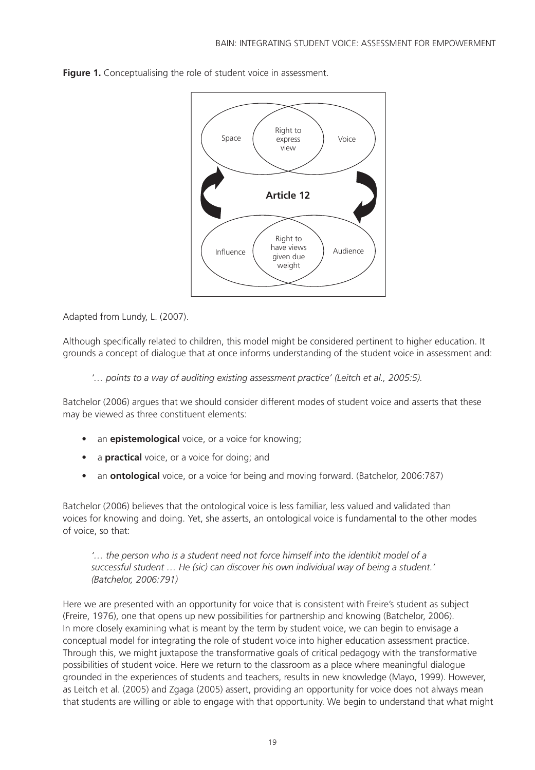**Figure 1.** Conceptualising the role of student voice in assessment.

Adapted from Lundy, L. (2007).

Although specifically related to children, this model might be considered pertinent to higher education. It grounds a concept of dialogue that at once informs understanding of the student voice in assessment and:

> *'… points to a way of auditing existing assessment practice' (Leitch et al., 2005:5).*

Batchelor (2006) argues that we should consider different modes of student voice and asserts that these may be viewed as three constituent elements:

- an **epistemological** voice, or a voice for knowing;
- a **practical** voice, or a voice for doing; and
- an **ontological** voice, or a voice for being and moving forward. (Batchelor, 2006:787)

Batchelor (2006) believes that the ontological voice is less familiar, less valued and validated than voices for knowing and doing. Yet, she asserts, an ontological voice is fundamental to the other modes of voice, so that:

> *'… the person who is a student need not force himself into the identikit model of a successful student … He (sic) can discover his own individual way of being a student.' (Batchelor, 2006:791)*

Here we are presented with an opportunity for voice that is consistent with Freire's student as subject (Freire, 1976), one that opens up new possibilities for partnership and knowing (Batchelor, 2006). In more closely examining what is meant by the term by student voice, we can begin to envisage a conceptual model for integrating the role of student voice into higher education assessment practice. Through this, we might juxtapose the transformative goals of critical pedagogy with the transformative possibilities of student voice. Here we return to the classroom as a place where meaningful dialogue grounded in the experiences of students and teachers, results in new knowledge (Mayo, 1999). However, as Leitch et al. (2005) and Zgaga (2005) assert, providing an opportunity for voice does not always mean that students are willing or able to engage with that opportunity. We begin to understand that what might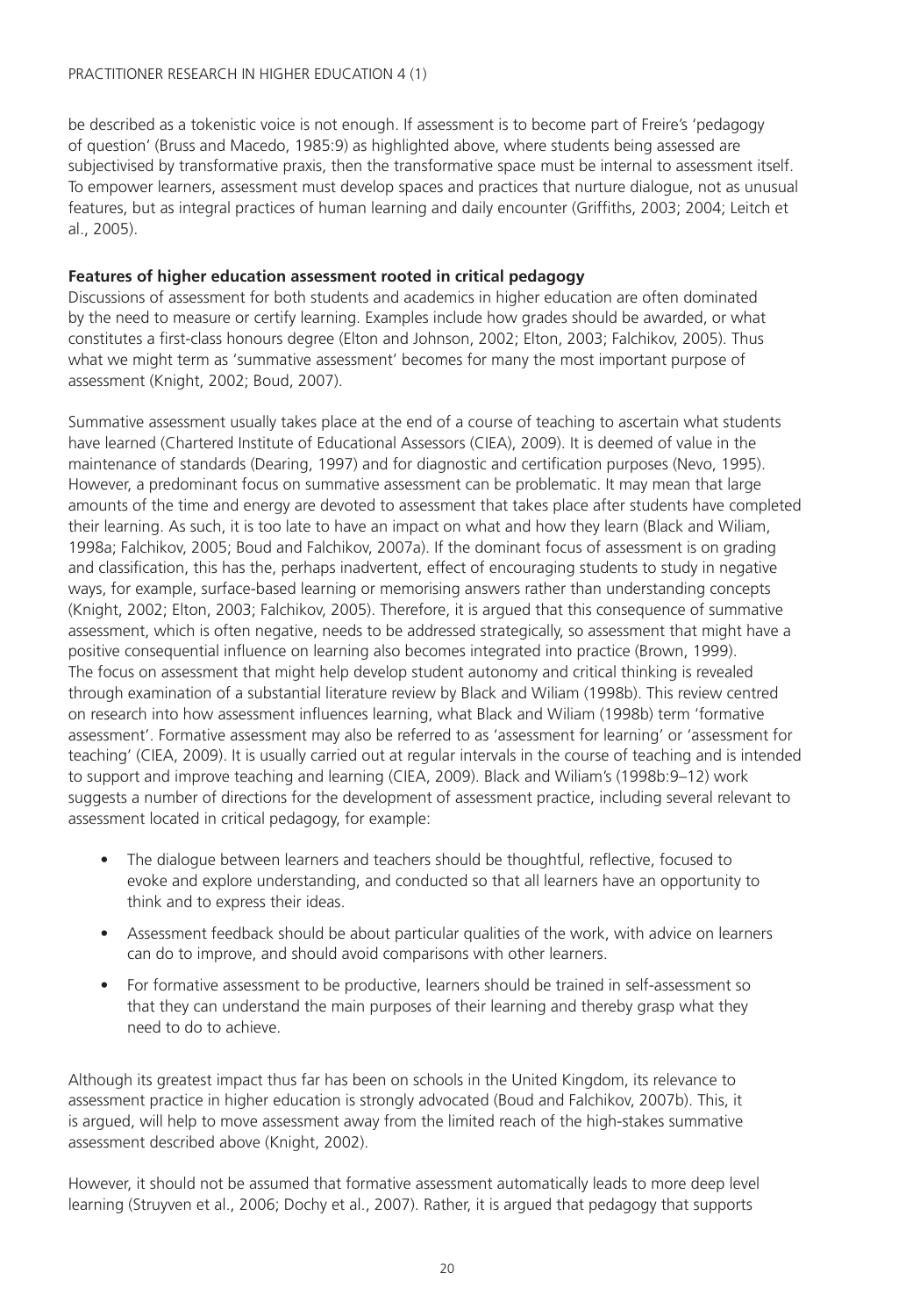be described as a tokenistic voice is not enough. If assessment is to become part of Freire's 'pedagogy of question' (Bruss and Macedo, 1985:9) as highlighted above, where students being assessed are subjectivised by transformative praxis, then the transformative space must be internal to assessment itself. To empower learners, assessment must develop spaces and practices that nurture dialogue, not as unusual features, but as integral practices of human learning and daily encounter (Griffiths, 2003; 2004; Leitch et al., 2005).

**Features of higher education assessment rooted in critical pedagogy**

Discussions of assessment for both students and academics in higher education are often dominated by the need to measure or certify learning. Examples include how grades should be awarded, or what constitutes a first-class honours degree (Elton and Johnson, 2002; Elton, 2003; Falchikov, 2005). Thus what we might term as 'summative assessment' becomes for many the most important purpose of assessment (Knight, 2002; Boud, 2007).

Summative assessment usually takes place at the end of a course of teaching to ascertain what students have learned (Chartered Institute of Educational Assessors (CIEA), 2009). It is deemed of value in the maintenance of standards (Dearing, 1997) and for diagnostic and certification purposes (Nevo, 1995). However, a predominant focus on summative assessment can be problematic. It may mean that large amounts of the time and energy are devoted to assessment that takes place after students have completed their learning. As such, it is too late to have an impact on what and how they learn (Black and Wiliam, 1998a; Falchikov, 2005; Boud and Falchikov, 2007a). If the dominant focus of assessment is on grading and classification, this has the, perhaps inadvertent, effect of encouraging students to study in negative ways, for example, surface-based learning or memorising answers rather than understanding concepts (Knight, 2002; Elton, 2003; Falchikov, 2005). Therefore, it is argued that this consequence of summative assessment, which is often negative, needs to be addressed strategically, so assessment that might have a positive consequential influence on learning also becomes integrated into practice (Brown, 1999).
The focus on assessment that might help develop student autonomy and critical thinking is revealed through examination of a substantial literature review by Black and Wiliam (1998b). This review centred on research into how assessment influences learning, what Black and Wiliam (1998b) term 'formative assessment'. Formative assessment may also be referred to as 'assessment for learning' or 'assessment for teaching' (CIEA, 2009). It is usually carried out at regular intervals in the course of teaching and is intended to support and improve teaching and learning (CIEA, 2009). Black and Wiliam's (1998b:9–12) work suggests a number of directions for the development of assessment practice, including several relevant to assessment located in critical pedagogy, for example:

- The dialogue between learners and teachers should be thoughtful, reflective, focused to evoke and explore understanding, and conducted so that all learners have an opportunity to think and to express their ideas.
- Assessment feedback should be about particular qualities of the work, with advice on learners can do to improve, and should avoid comparisons with other learners.
- For formative assessment to be productive, learners should be trained in self-assessment so that they can understand the main purposes of their learning and thereby grasp what they need to do to achieve.

Although its greatest impact thus far has been on schools in the United Kingdom, its relevance to assessment practice in higher education is strongly advocated (Boud and Falchikov, 2007b). This, it is argued, will help to move assessment away from the limited reach of the high-stakes summative assessment described above (Knight, 2002).

However, it should not be assumed that formative assessment automatically leads to more deep level learning (Struyven et al., 2006; Dochy et al., 2007). Rather, it is argued that pedagogy that supports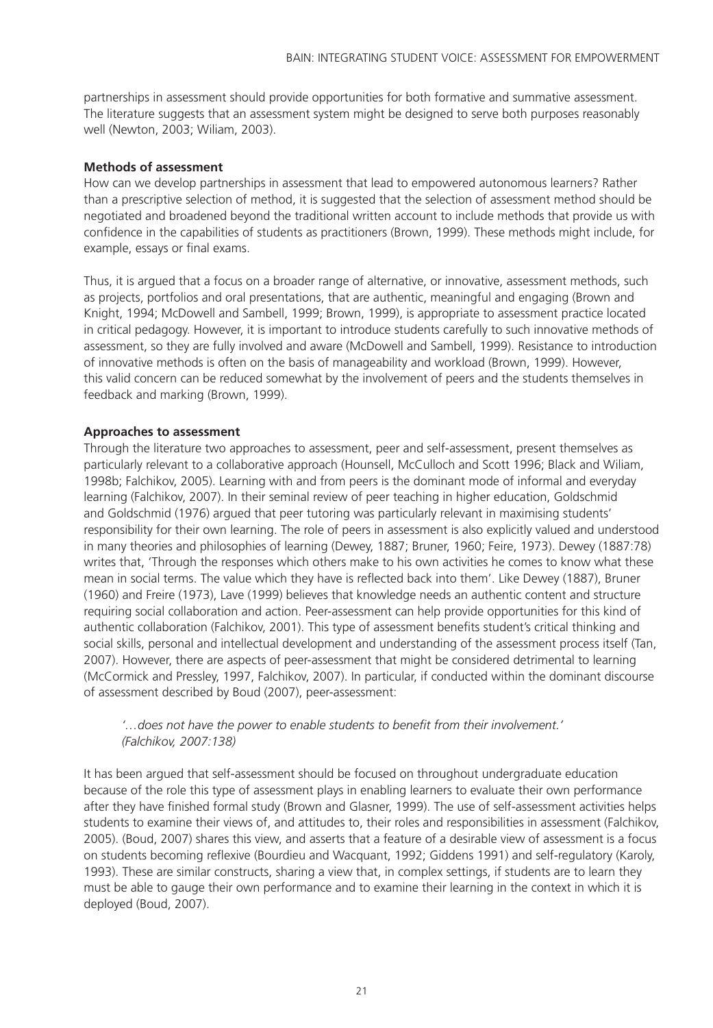partnerships in assessment should provide opportunities for both formative and summative assessment. The literature suggests that an assessment system might be designed to serve both purposes reasonably well (Newton, 2003; Wiliam, 2003).

**Methods of assessment**

How can we develop partnerships in assessment that lead to empowered autonomous learners? Rather than a prescriptive selection of method, it is suggested that the selection of assessment method should be negotiated and broadened beyond the traditional written account to include methods that provide us with confidence in the capabilities of students as practitioners (Brown, 1999). These methods might include, for example, essays or final exams.

Thus, it is argued that a focus on a broader range of alternative, or innovative, assessment methods, such as projects, portfolios and oral presentations, that are authentic, meaningful and engaging (Brown and Knight, 1994; McDowell and Sambell, 1999; Brown, 1999), is appropriate to assessment practice located in critical pedagogy. However, it is important to introduce students carefully to such innovative methods of assessment, so they are fully involved and aware (McDowell and Sambell, 1999). Resistance to introduction of innovative methods is often on the basis of manageability and workload (Brown, 1999). However, this valid concern can be reduced somewhat by the involvement of peers and the students themselves in feedback and marking (Brown, 1999).

**Approaches to assessment**

Through the literature two approaches to assessment, peer and self-assessment, present themselves as particularly relevant to a collaborative approach (Hounsell, McCulloch and Scott 1996; Black and Wiliam, 1998b; Falchikov, 2005). Learning with and from peers is the dominant mode of informal and everyday learning (Falchikov, 2007). In their seminal review of peer teaching in higher education, Goldschmid and Goldschmid (1976) argued that peer tutoring was particularly relevant in maximising students' responsibility for their own learning. The role of peers in assessment is also explicitly valued and understood in many theories and philosophies of learning (Dewey, 1887; Bruner, 1960; Feire, 1973). Dewey (1887:78) writes that, 'Through the responses which others make to his own activities he comes to know what these mean in social terms. The value which they have is reflected back into them'. Like Dewey (1887), Bruner (1960) and Freire (1973), Lave (1999) believes that knowledge needs an authentic content and structure requiring social collaboration and action. Peer-assessment can help provide opportunities for this kind of authentic collaboration (Falchikov, 2001). This type of assessment benefits student's critical thinking and social skills, personal and intellectual development and understanding of the assessment process itself (Tan, 2007). However, there are aspects of peer-assessment that might be considered detrimental to learning (McCormick and Pressley, 1997, Falchikov, 2007). In particular, if conducted within the dominant discourse of assessment described by Boud (2007), peer-assessment:

> *'…does not have the power to enable students to benefit from their involvement.' (Falchikov, 2007:138)*

It has been argued that self-assessment should be focused on throughout undergraduate education because of the role this type of assessment plays in enabling learners to evaluate their own performance after they have finished formal study (Brown and Glasner, 1999). The use of self-assessment activities helps students to examine their views of, and attitudes to, their roles and responsibilities in assessment (Falchikov, 2005). (Boud, 2007) shares this view, and asserts that a feature of a desirable view of assessment is a focus on students becoming reflexive (Bourdieu and Wacquant, 1992; Giddens 1991) and self-regulatory (Karoly, 1993). These are similar constructs, sharing a view that, in complex settings, if students are to learn they must be able to gauge their own performance and to examine their learning in the context in which it is deployed (Boud, 2007).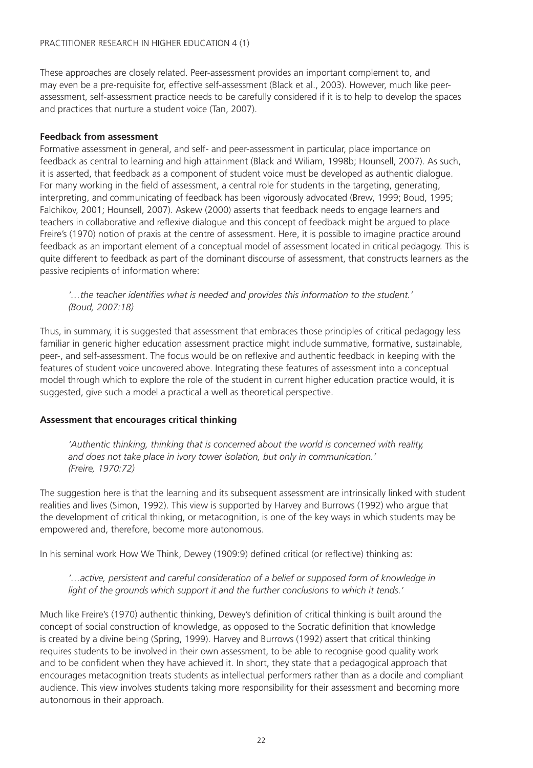These approaches are closely related. Peer-assessment provides an important complement to, and may even be a pre-requisite for, effective self-assessment (Black et al., 2003). However, much like peer-assessment, self-assessment practice needs to be carefully considered if it is to help to develop the spaces and practices that nurture a student voice (Tan, 2007).

### Feedback from assessment

Formative assessment in general, and self- and peer-assessment in particular, place importance on feedback as central to learning and high attainment (Black and Wiliam, 1998b; Hounsell, 2007). As such, it is asserted, that feedback as a component of student voice must be developed as authentic dialogue. For many working in the field of assessment, a central role for students in the targeting, generating, interpreting, and communicating of feedback has been vigorously advocated (Brew, 1999; Boud, 1995; Falchikov, 2001; Hounsell, 2007). Askew (2000) asserts that feedback needs to engage learners and teachers in collaborative and reflexive dialogue and this concept of feedback might be argued to place Freire's (1970) notion of praxis at the centre of assessment. Here, it is possible to imagine practice around feedback as an important element of a conceptual model of assessment located in critical pedagogy. This is quite different to feedback as part of the dominant discourse of assessment, that constructs learners as the passive recipients of information where:

> *'…the teacher identifies what is needed and provides this information to the student.'*
> *(Boud, 2007:18)*

Thus, in summary, it is suggested that assessment that embraces those principles of critical pedagogy less familiar in generic higher education assessment practice might include summative, formative, sustainable, peer-, and self-assessment. The focus would be on reflexive and authentic feedback in keeping with the features of student voice uncovered above. Integrating these features of assessment into a conceptual model through which to explore the role of the student in current higher education practice would, it is suggested, give such a model a practical a well as theoretical perspective.

### Assessment that encourages critical thinking

> *'Authentic thinking, thinking that is concerned about the world is concerned with reality, and does not take place in ivory tower isolation, but only in communication.'*
> *(Freire, 1970:72)*

The suggestion here is that the learning and its subsequent assessment are intrinsically linked with student realities and lives (Simon, 1992). This view is supported by Harvey and Burrows (1992) who argue that the development of critical thinking, or metacognition, is one of the key ways in which students may be empowered and, therefore, become more autonomous.

In his seminal work How We Think, Dewey (1909:9) defined critical (or reflective) thinking as:

> *'…active, persistent and careful consideration of a belief or supposed form of knowledge in light of the grounds which support it and the further conclusions to which it tends.'*

Much like Freire's (1970) authentic thinking, Dewey's definition of critical thinking is built around the concept of social construction of knowledge, as opposed to the Socratic definition that knowledge is created by a divine being (Spring, 1999). Harvey and Burrows (1992) assert that critical thinking requires students to be involved in their own assessment, to be able to recognise good quality work and to be confident when they have achieved it. In short, they state that a pedagogical approach that encourages metacognition treats students as intellectual performers rather than as a docile and compliant audience. This view involves students taking more responsibility for their assessment and becoming more autonomous in their approach.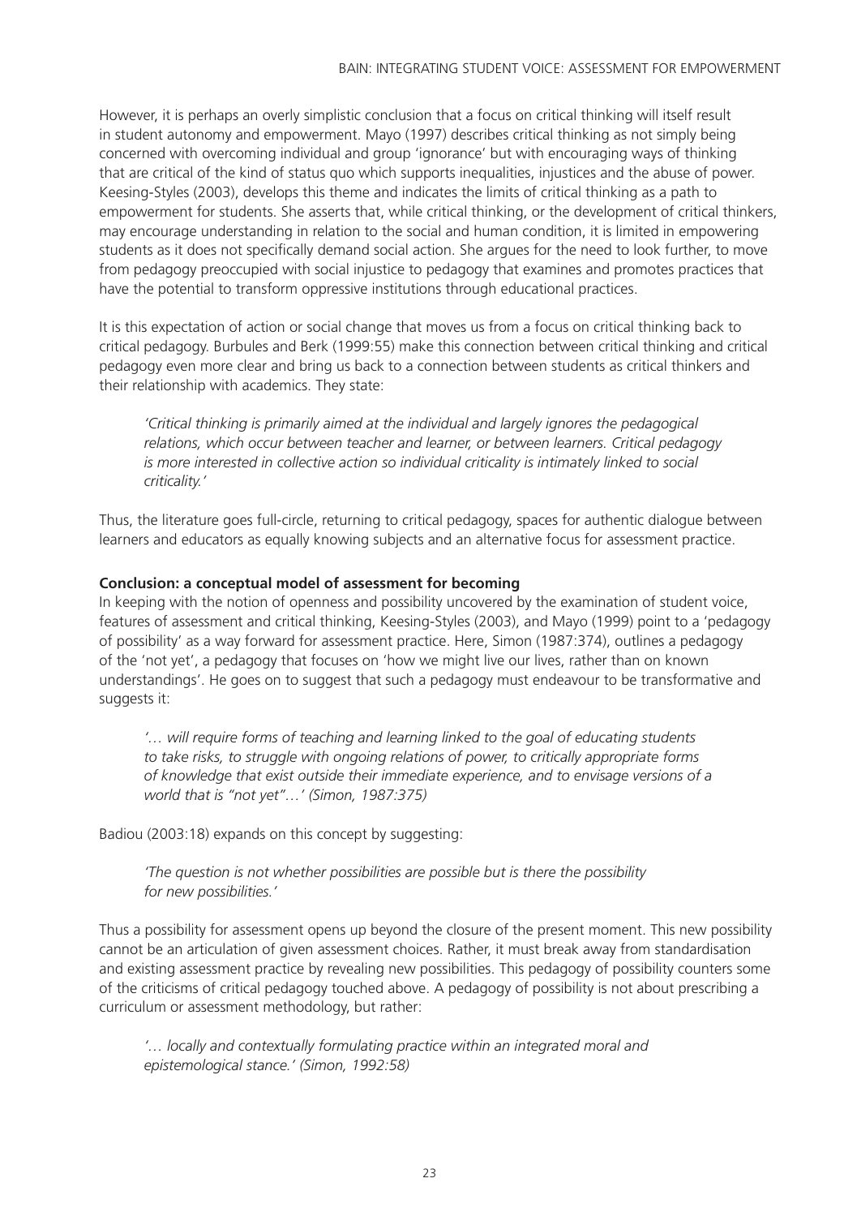However, it is perhaps an overly simplistic conclusion that a focus on critical thinking will itself result in student autonomy and empowerment. Mayo (1997) describes critical thinking as not simply being concerned with overcoming individual and group 'ignorance' but with encouraging ways of thinking that are critical of the kind of status quo which supports inequalities, injustices and the abuse of power. Keesing-Styles (2003), develops this theme and indicates the limits of critical thinking as a path to empowerment for students. She asserts that, while critical thinking, or the development of critical thinkers, may encourage understanding in relation to the social and human condition, it is limited in empowering students as it does not specifically demand social action. She argues for the need to look further, to move from pedagogy preoccupied with social injustice to pedagogy that examines and promotes practices that have the potential to transform oppressive institutions through educational practices.

It is this expectation of action or social change that moves us from a focus on critical thinking back to critical pedagogy. Burbules and Berk (1999:55) make this connection between critical thinking and critical pedagogy even more clear and bring us back to a connection between students as critical thinkers and their relationship with academics. They state:

> *'Critical thinking is primarily aimed at the individual and largely ignores the pedagogical relations, which occur between teacher and learner, or between learners. Critical pedagogy is more interested in collective action so individual criticality is intimately linked to social criticality.'*

Thus, the literature goes full-circle, returning to critical pedagogy, spaces for authentic dialogue between learners and educators as equally knowing subjects and an alternative focus for assessment practice.

**Conclusion: a conceptual model of assessment for becoming**

In keeping with the notion of openness and possibility uncovered by the examination of student voice, features of assessment and critical thinking, Keesing-Styles (2003), and Mayo (1999) point to a 'pedagogy of possibility' as a way forward for assessment practice. Here, Simon (1987:374), outlines a pedagogy of the 'not yet', a pedagogy that focuses on 'how we might live our lives, rather than on known understandings'. He goes on to suggest that such a pedagogy must endeavour to be transformative and suggests it:

> *'… will require forms of teaching and learning linked to the goal of educating students to take risks, to struggle with ongoing relations of power, to critically appropriate forms of knowledge that exist outside their immediate experience, and to envisage versions of a world that is "not yet"…' (Simon, 1987:375)*

Badiou (2003:18) expands on this concept by suggesting:

> *'The question is not whether possibilities are possible but is there the possibility for new possibilities.'*

Thus a possibility for assessment opens up beyond the closure of the present moment. This new possibility cannot be an articulation of given assessment choices. Rather, it must break away from standardisation and existing assessment practice by revealing new possibilities. This pedagogy of possibility counters some of the criticisms of critical pedagogy touched above. A pedagogy of possibility is not about prescribing a curriculum or assessment methodology, but rather:

> *'… locally and contextually formulating practice within an integrated moral and epistemological stance.' (Simon, 1992:58)*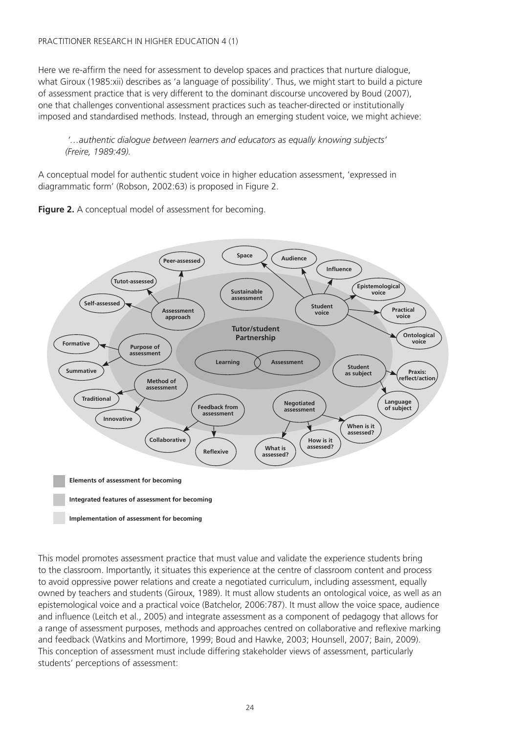Here we re-affirm the need for assessment to develop spaces and practices that nurture dialogue, what Giroux (1985:xii) describes as 'a language of possibility'. Thus, we might start to build a picture of assessment practice that is very different to the dominant discourse uncovered by Boud (2007), one that challenges conventional assessment practices such as teacher-directed or institutionally imposed and standardised methods. Instead, through an emerging student voice, we might achieve:

> *'…authentic dialogue between learners and educators as equally knowing subjects' (Freire, 1989:49).*

A conceptual model for authentic student voice in higher education assessment, 'expressed in diagrammatic form' (Robson, 2002:63) is proposed in Figure 2.

**Figure 2.** A conceptual model of assessment for becoming.

This model promotes assessment practice that must value and validate the experience students bring to the classroom. Importantly, it situates this experience at the centre of classroom content and process to avoid oppressive power relations and create a negotiated curriculum, including assessment, equally owned by teachers and students (Giroux, 1989). It must allow students an ontological voice, as well as an epistemological voice and a practical voice (Batchelor, 2006:787). It must allow the voice space, audience and influence (Leitch et al., 2005) and integrate assessment as a component of pedagogy that allows for a range of assessment purposes, methods and approaches centred on collaborative and reflexive marking and feedback (Watkins and Mortimore, 1999; Boud and Hawke, 2003; Hounsell, 2007; Bain, 2009). This conception of assessment must include differing stakeholder views of assessment, particularly students' perceptions of assessment: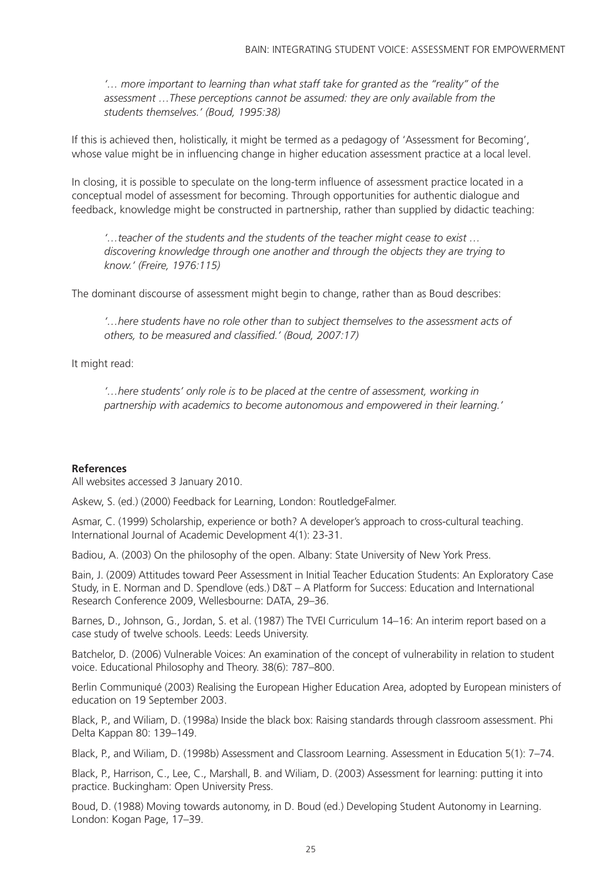*'… more important to learning than what staff take for granted as the "reality" of the assessment …These perceptions cannot be assumed: they are only available from the students themselves.' (Boud, 1995:38)*

If this is achieved then, holistically, it might be termed as a pedagogy of 'Assessment for Becoming', whose value might be in influencing change in higher education assessment practice at a local level.

In closing, it is possible to speculate on the long-term influence of assessment practice located in a conceptual model of assessment for becoming. Through opportunities for authentic dialogue and feedback, knowledge might be constructed in partnership, rather than supplied by didactic teaching:

*'…teacher of the students and the students of the teacher might cease to exist … discovering knowledge through one another and through the objects they are trying to know.' (Freire, 1976:115)*

The dominant discourse of assessment might begin to change, rather than as Boud describes:

*'…here students have no role other than to subject themselves to the assessment acts of others, to be measured and classified.' (Boud, 2007:17)*

It might read:

*'…here students' only role is to be placed at the centre of assessment, working in partnership with academics to become autonomous and empowered in their learning.'*

**References**

All websites accessed 3 January 2010.

Askew, S. (ed.) (2000) Feedback for Learning, London: RoutledgeFalmer.

Asmar, C. (1999) Scholarship, experience or both? A developer's approach to cross-cultural teaching. International Journal of Academic Development 4(1): 23-31.

Badiou, A. (2003) On the philosophy of the open. Albany: State University of New York Press.

Bain, J. (2009) Attitudes toward Peer Assessment in Initial Teacher Education Students: An Exploratory Case Study, in E. Norman and D. Spendlove (eds.) D&T – A Platform for Success: Education and International Research Conference 2009, Wellesbourne: DATA, 29–36.

Barnes, D., Johnson, G., Jordan, S. et al. (1987) The TVEI Curriculum 14–16: An interim report based on a case study of twelve schools. Leeds: Leeds University.

Batchelor, D. (2006) Vulnerable Voices: An examination of the concept of vulnerability in relation to student voice. Educational Philosophy and Theory. 38(6): 787–800.

Berlin Communiqué (2003) Realising the European Higher Education Area, adopted by European ministers of education on 19 September 2003.

Black, P., and Wiliam, D. (1998a) Inside the black box: Raising standards through classroom assessment. Phi Delta Kappan 80: 139–149.

Black, P., and Wiliam, D. (1998b) Assessment and Classroom Learning. Assessment in Education 5(1): 7–74.

Black, P., Harrison, C., Lee, C., Marshall, B. and Wiliam, D. (2003) Assessment for learning: putting it into practice. Buckingham: Open University Press.

Boud, D. (1988) Moving towards autonomy, in D. Boud (ed.) Developing Student Autonomy in Learning. London: Kogan Page, 17–39.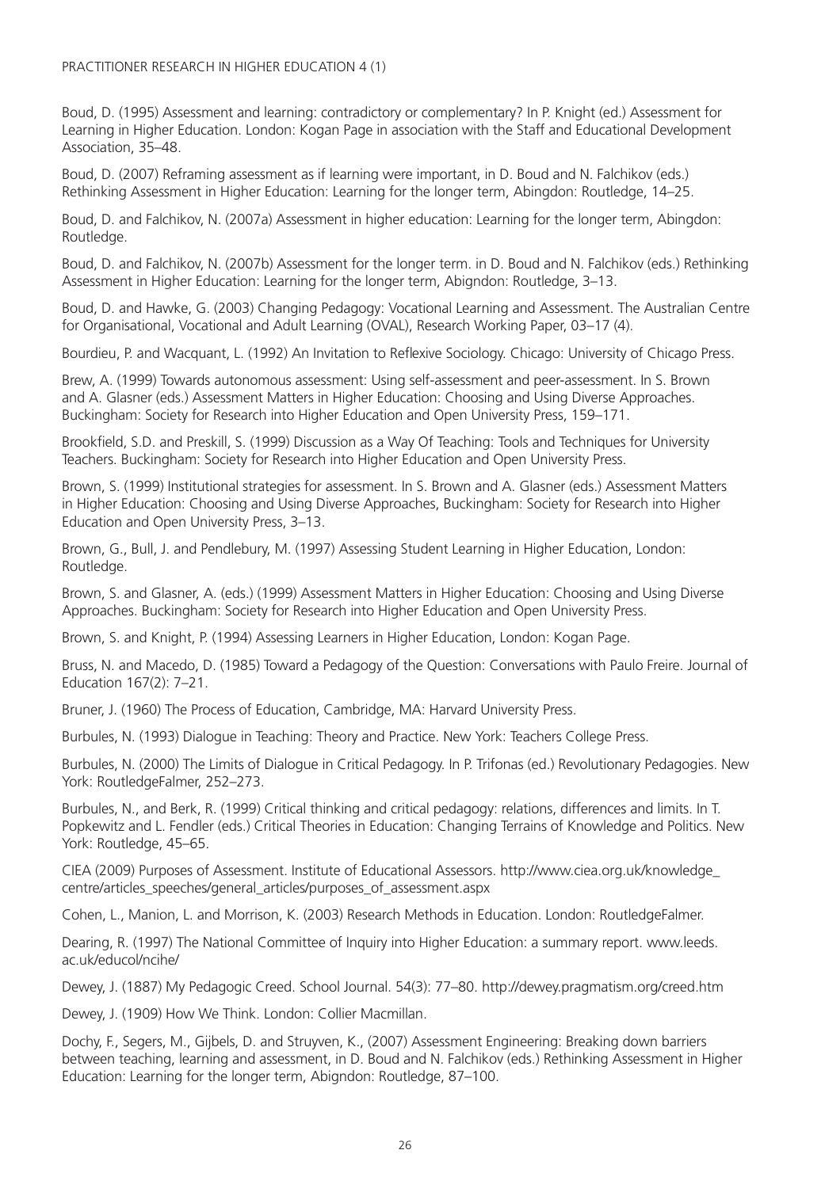Boud, D. (1995) Assessment and learning: contradictory or complementary? In P. Knight (ed.) Assessment for Learning in Higher Education. London: Kogan Page in association with the Staff and Educational Development Association, 35–48.

Boud, D. (2007) Reframing assessment as if learning were important, in D. Boud and N. Falchikov (eds.) Rethinking Assessment in Higher Education: Learning for the longer term, Abingdon: Routledge, 14–25.

Boud, D. and Falchikov, N. (2007a) Assessment in higher education: Learning for the longer term, Abingdon: Routledge.

Boud, D. and Falchikov, N. (2007b) Assessment for the longer term. in D. Boud and N. Falchikov (eds.) Rethinking Assessment in Higher Education: Learning for the longer term, Abigndon: Routledge, 3–13.

Boud, D. and Hawke, G. (2003) Changing Pedagogy: Vocational Learning and Assessment. The Australian Centre for Organisational, Vocational and Adult Learning (OVAL), Research Working Paper, 03–17 (4).

Bourdieu, P. and Wacquant, L. (1992) An Invitation to Reflexive Sociology. Chicago: University of Chicago Press.

Brew, A. (1999) Towards autonomous assessment: Using self-assessment and peer-assessment. In S. Brown and A. Glasner (eds.) Assessment Matters in Higher Education: Choosing and Using Diverse Approaches. Buckingham: Society for Research into Higher Education and Open University Press, 159–171.

Brookfield, S.D. and Preskill, S. (1999) Discussion as a Way Of Teaching: Tools and Techniques for University Teachers. Buckingham: Society for Research into Higher Education and Open University Press.

Brown, S. (1999) Institutional strategies for assessment. In S. Brown and A. Glasner (eds.) Assessment Matters in Higher Education: Choosing and Using Diverse Approaches, Buckingham: Society for Research into Higher Education and Open University Press, 3–13.

Brown, G., Bull, J. and Pendlebury, M. (1997) Assessing Student Learning in Higher Education, London: Routledge.

Brown, S. and Glasner, A. (eds.) (1999) Assessment Matters in Higher Education: Choosing and Using Diverse Approaches. Buckingham: Society for Research into Higher Education and Open University Press.

Brown, S. and Knight, P. (1994) Assessing Learners in Higher Education, London: Kogan Page.

Bruss, N. and Macedo, D. (1985) Toward a Pedagogy of the Question: Conversations with Paulo Freire. Journal of Education 167(2): 7–21.

Bruner, J. (1960) The Process of Education, Cambridge, MA: Harvard University Press.

Burbules, N. (1993) Dialogue in Teaching: Theory and Practice. New York: Teachers College Press.

Burbules, N. (2000) The Limits of Dialogue in Critical Pedagogy. In P. Trifonas (ed.) Revolutionary Pedagogies. New York: RoutledgeFalmer, 252–273.

Burbules, N., and Berk, R. (1999) Critical thinking and critical pedagogy: relations, differences and limits. In T. Popkewitz and L. Fendler (eds.) Critical Theories in Education: Changing Terrains of Knowledge and Politics. New York: Routledge, 45–65.

CIEA (2009) Purposes of Assessment. Institute of Educational Assessors. http://www.ciea.org.uk/knowledge_centre/articles_speeches/general_articles/purposes_of_assessment.aspx

Cohen, L., Manion, L. and Morrison, K. (2003) Research Methods in Education. London: RoutledgeFalmer.

Dearing, R. (1997) The National Committee of Inquiry into Higher Education: a summary report. www.leeds.ac.uk/educol/ncihe/

Dewey, J. (1887) My Pedagogic Creed. School Journal. 54(3): 77–80. http://dewey.pragmatism.org/creed.htm

Dewey, J. (1909) How We Think. London: Collier Macmillan.

Dochy, F., Segers, M., Gijbels, D. and Struyven, K., (2007) Assessment Engineering: Breaking down barriers between teaching, learning and assessment, in D. Boud and N. Falchikov (eds.) Rethinking Assessment in Higher Education: Learning for the longer term, Abigndon: Routledge, 87–100.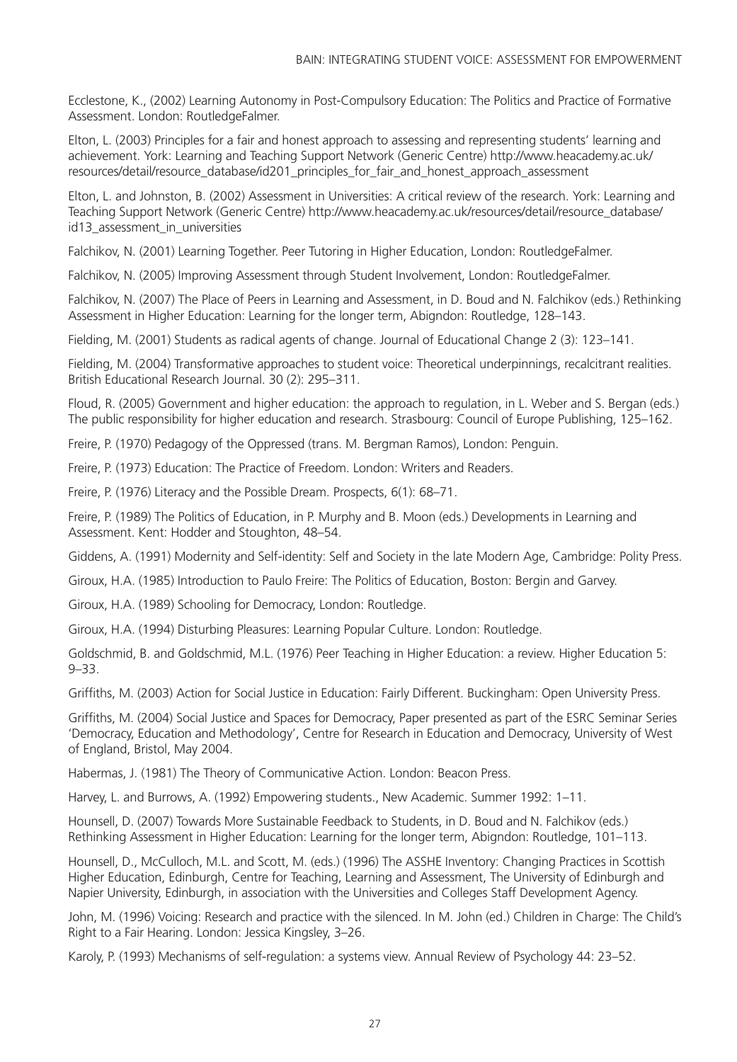Ecclestone, K., (2002) Learning Autonomy in Post-Compulsory Education: The Politics and Practice of Formative Assessment. London: RoutledgeFalmer.

Elton, L. (2003) Principles for a fair and honest approach to assessing and representing students' learning and achievement. York: Learning and Teaching Support Network (Generic Centre) http://www.heacademy.ac.uk/resources/detail/resource_database/id201_principles_for_fair_and_honest_approach_assessment

Elton, L. and Johnston, B. (2002) Assessment in Universities: A critical review of the research. York: Learning and Teaching Support Network (Generic Centre) http://www.heacademy.ac.uk/resources/detail/resource_database/id13_assessment_in_universities

Falchikov, N. (2001) Learning Together. Peer Tutoring in Higher Education, London: RoutledgeFalmer.

Falchikov, N. (2005) Improving Assessment through Student Involvement, London: RoutledgeFalmer.

Falchikov, N. (2007) The Place of Peers in Learning and Assessment, in D. Boud and N. Falchikov (eds.) Rethinking Assessment in Higher Education: Learning for the longer term, Abigndon: Routledge, 128–143.

Fielding, M. (2001) Students as radical agents of change. Journal of Educational Change 2 (3): 123–141.

Fielding, M. (2004) Transformative approaches to student voice: Theoretical underpinnings, recalcitrant realities. British Educational Research Journal. 30 (2): 295–311.

Floud, R. (2005) Government and higher education: the approach to regulation, in L. Weber and S. Bergan (eds.) The public responsibility for higher education and research. Strasbourg: Council of Europe Publishing, 125–162.

Freire, P. (1970) Pedagogy of the Oppressed (trans. M. Bergman Ramos), London: Penguin.

Freire, P. (1973) Education: The Practice of Freedom. London: Writers and Readers.

Freire, P. (1976) Literacy and the Possible Dream. Prospects, 6(1): 68–71.

Freire, P. (1989) The Politics of Education, in P. Murphy and B. Moon (eds.) Developments in Learning and Assessment. Kent: Hodder and Stoughton, 48–54.

Giddens, A. (1991) Modernity and Self-identity: Self and Society in the late Modern Age, Cambridge: Polity Press.

Giroux, H.A. (1985) Introduction to Paulo Freire: The Politics of Education, Boston: Bergin and Garvey.

Giroux, H.A. (1989) Schooling for Democracy, London: Routledge.

Giroux, H.A. (1994) Disturbing Pleasures: Learning Popular Culture. London: Routledge.

Goldschmid, B. and Goldschmid, M.L. (1976) Peer Teaching in Higher Education: a review. Higher Education 5: 9–33.

Griffiths, M. (2003) Action for Social Justice in Education: Fairly Different. Buckingham: Open University Press.

Griffiths, M. (2004) Social Justice and Spaces for Democracy, Paper presented as part of the ESRC Seminar Series 'Democracy, Education and Methodology', Centre for Research in Education and Democracy, University of West of England, Bristol, May 2004.

Habermas, J. (1981) The Theory of Communicative Action. London: Beacon Press.

Harvey, L. and Burrows, A. (1992) Empowering students., New Academic. Summer 1992: 1–11.

Hounsell, D. (2007) Towards More Sustainable Feedback to Students, in D. Boud and N. Falchikov (eds.) Rethinking Assessment in Higher Education: Learning for the longer term, Abigndon: Routledge, 101–113.

Hounsell, D., McCulloch, M.L. and Scott, M. (eds.) (1996) The ASSHE Inventory: Changing Practices in Scottish Higher Education, Edinburgh, Centre for Teaching, Learning and Assessment, The University of Edinburgh and Napier University, Edinburgh, in association with the Universities and Colleges Staff Development Agency.

John, M. (1996) Voicing: Research and practice with the silenced. In M. John (ed.) Children in Charge: The Child's Right to a Fair Hearing. London: Jessica Kingsley, 3–26.

Karoly, P. (1993) Mechanisms of self-regulation: a systems view. Annual Review of Psychology 44: 23–52.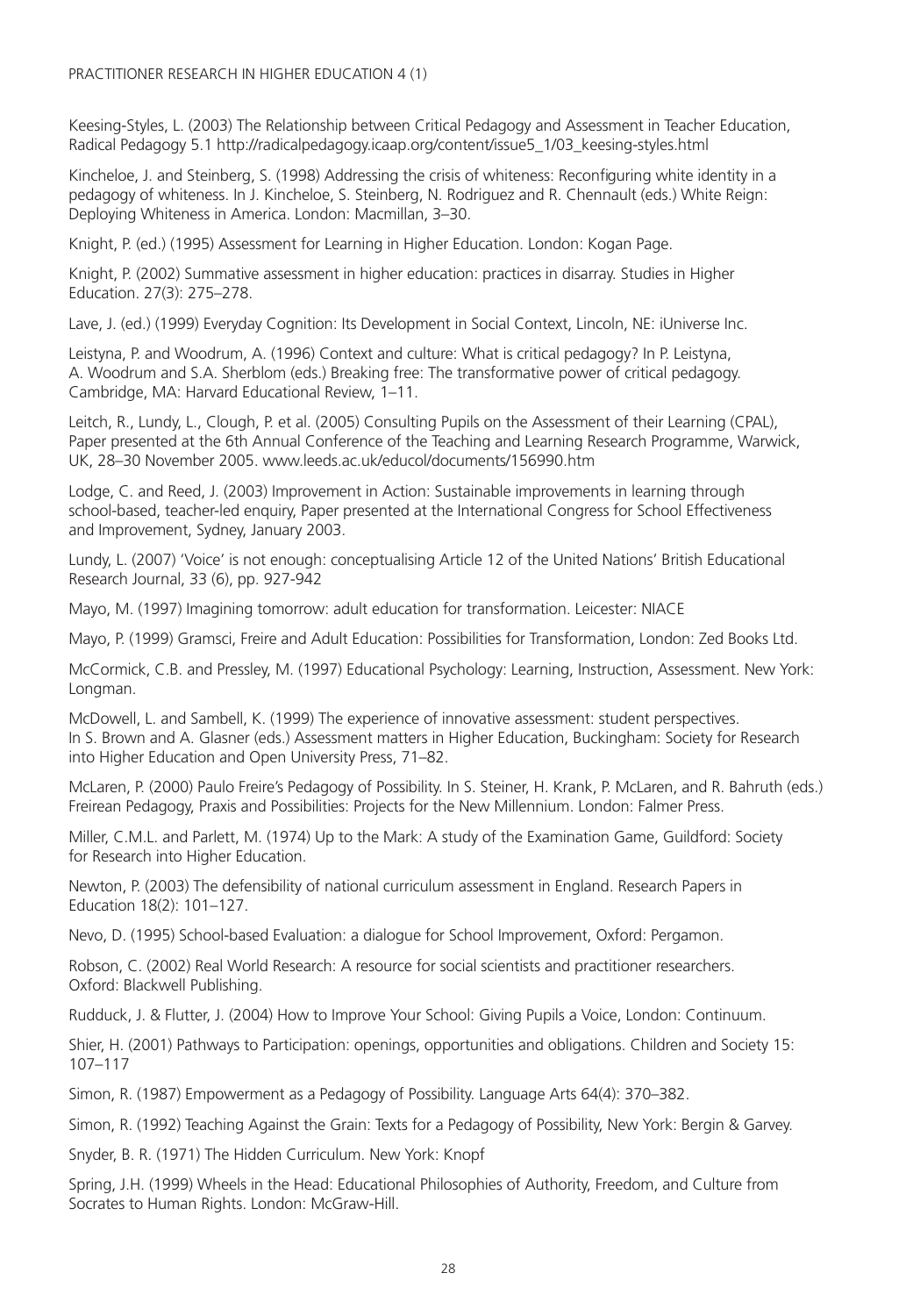Keesing-Styles, L. (2003) The Relationship between Critical Pedagogy and Assessment in Teacher Education, Radical Pedagogy 5.1 http://radicalpedagogy.icaap.org/content/issue5_1/03_keesing-styles.html

Kincheloe, J. and Steinberg, S. (1998) Addressing the crisis of whiteness: Reconfiguring white identity in a pedagogy of whiteness. In J. Kincheloe, S. Steinberg, N. Rodriguez and R. Chennault (eds.) White Reign: Deploying Whiteness in America. London: Macmillan, 3–30.

Knight, P. (ed.) (1995) Assessment for Learning in Higher Education. London: Kogan Page.

Knight, P. (2002) Summative assessment in higher education: practices in disarray. Studies in Higher Education. 27(3): 275–278.

Lave, J. (ed.) (1999) Everyday Cognition: Its Development in Social Context, Lincoln, NE: iUniverse Inc.

Leistyna, P. and Woodrum, A. (1996) Context and culture: What is critical pedagogy? In P. Leistyna, A. Woodrum and S.A. Sherblom (eds.) Breaking free: The transformative power of critical pedagogy. Cambridge, MA: Harvard Educational Review, 1–11.

Leitch, R., Lundy, L., Clough, P. et al. (2005) Consulting Pupils on the Assessment of their Learning (CPAL), Paper presented at the 6th Annual Conference of the Teaching and Learning Research Programme, Warwick, UK, 28–30 November 2005. www.leeds.ac.uk/educol/documents/156990.htm

Lodge, C. and Reed, J. (2003) Improvement in Action: Sustainable improvements in learning through school-based, teacher-led enquiry, Paper presented at the International Congress for School Effectiveness and Improvement, Sydney, January 2003.

Lundy, L. (2007) 'Voice' is not enough: conceptualising Article 12 of the United Nations' British Educational Research Journal, 33 (6), pp. 927-942

Mayo, M. (1997) Imagining tomorrow: adult education for transformation. Leicester: NIACE

Mayo, P. (1999) Gramsci, Freire and Adult Education: Possibilities for Transformation, London: Zed Books Ltd.

McCormick, C.B. and Pressley, M. (1997) Educational Psychology: Learning, Instruction, Assessment. New York: Longman.

McDowell, L. and Sambell, K. (1999) The experience of innovative assessment: student perspectives. In S. Brown and A. Glasner (eds.) Assessment matters in Higher Education, Buckingham: Society for Research into Higher Education and Open University Press, 71–82.

McLaren, P. (2000) Paulo Freire's Pedagogy of Possibility. In S. Steiner, H. Krank, P. McLaren, and R. Bahruth (eds.) Freirean Pedagogy, Praxis and Possibilities: Projects for the New Millennium. London: Falmer Press.

Miller, C.M.L. and Parlett, M. (1974) Up to the Mark: A study of the Examination Game, Guildford: Society for Research into Higher Education.

Newton, P. (2003) The defensibility of national curriculum assessment in England. Research Papers in Education 18(2): 101–127.

Nevo, D. (1995) School-based Evaluation: a dialogue for School Improvement, Oxford: Pergamon.

Robson, C. (2002) Real World Research: A resource for social scientists and practitioner researchers. Oxford: Blackwell Publishing.

Rudduck, J. & Flutter, J. (2004) How to Improve Your School: Giving Pupils a Voice, London: Continuum.

Shier, H. (2001) Pathways to Participation: openings, opportunities and obligations. Children and Society 15: 107–117

Simon, R. (1987) Empowerment as a Pedagogy of Possibility. Language Arts 64(4): 370–382.

Simon, R. (1992) Teaching Against the Grain: Texts for a Pedagogy of Possibility, New York: Bergin & Garvey.

Snyder, B. R. (1971) The Hidden Curriculum. New York: Knopf

Spring, J.H. (1999) Wheels in the Head: Educational Philosophies of Authority, Freedom, and Culture from Socrates to Human Rights. London: McGraw-Hill.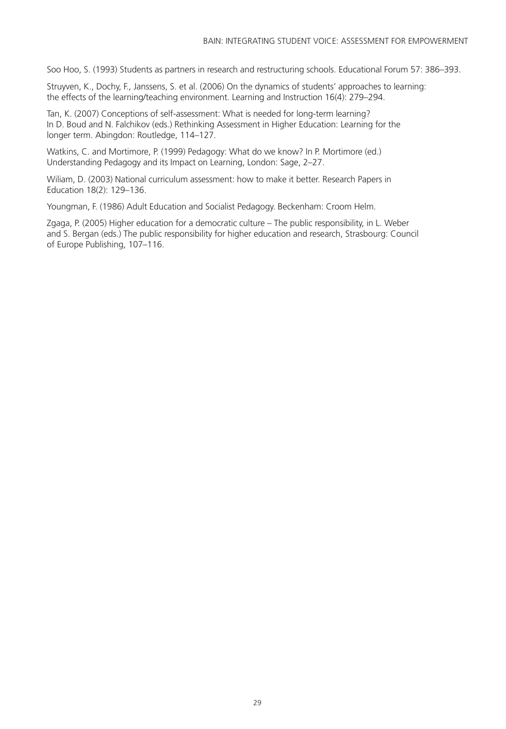Soo Hoo, S. (1993) Students as partners in research and restructuring schools. Educational Forum 57: 386–393.

Struyven, K., Dochy, F., Janssens, S. et al. (2006) On the dynamics of students' approaches to learning: the effects of the learning/teaching environment. Learning and Instruction 16(4): 279–294.

Tan, K. (2007) Conceptions of self-assessment: What is needed for long-term learning? In D. Boud and N. Falchikov (eds.) Rethinking Assessment in Higher Education: Learning for the longer term. Abingdon: Routledge, 114–127.

Watkins, C. and Mortimore, P. (1999) Pedagogy: What do we know? In P. Mortimore (ed.) Understanding Pedagogy and its Impact on Learning, London: Sage, 2–27.

Wiliam, D. (2003) National curriculum assessment: how to make it better. Research Papers in Education 18(2): 129–136.

Youngman, F. (1986) Adult Education and Socialist Pedagogy. Beckenham: Croom Helm.

Zgaga, P. (2005) Higher education for a democratic culture – The public responsibility, in L. Weber and S. Bergan (eds.) The public responsibility for higher education and research, Strasbourg: Council of Europe Publishing, 107–116.